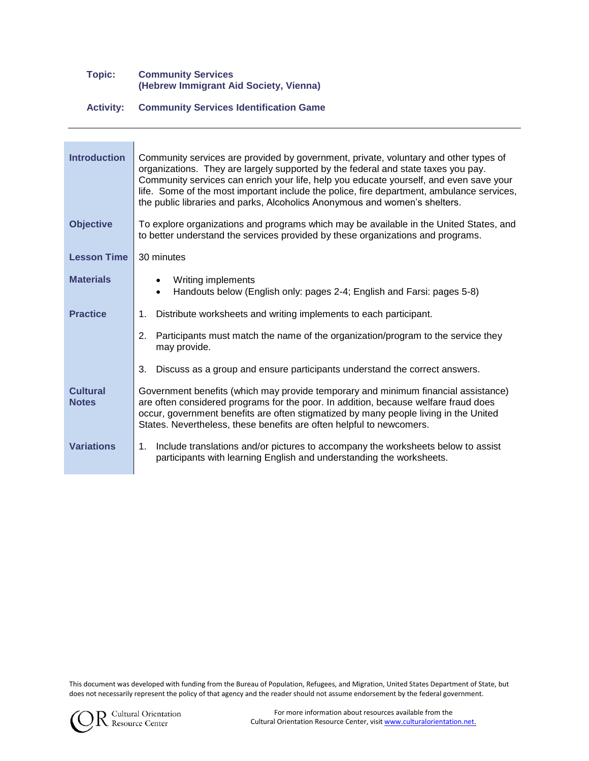**Topic:** **Community Services (Hebrew Immigrant Aid Society, Vienna)**

**Activity:** **Community Services Identification Game**

---

| | |
|---|---|
| **Introduction** | Community services are provided by government, private, voluntary and other types of organizations. They are largely supported by the federal and state taxes you pay. Community services can enrich your life, help you educate yourself, and even save your life. Some of the most important include the police, fire department, ambulance services, the public libraries and parks, Alcoholics Anonymous and women's shelters. |
| **Objective** | To explore organizations and programs which may be available in the United States, and to better understand the services provided by these organizations and programs. |
| **Lesson Time** | 30 minutes |
| **Materials** | • Writing implements<br>• Handouts below (English only: pages 2-4; English and Farsi: pages 5-8) |
| **Practice** | 1. Distribute worksheets and writing implements to each participant.<br>2. Participants must match the name of the organization/program to the service they may provide.<br>3. Discuss as a group and ensure participants understand the correct answers. |
| **Cultural Notes** | Government benefits (which may provide temporary and minimum financial assistance) are often considered programs for the poor. In addition, because welfare fraud does occur, government benefits are often stigmatized by many people living in the United States. Nevertheless, these benefits are often helpful to newcomers. |
| **Variations** | 1. Include translations and/or pictures to accompany the worksheets below to assist participants with learning English and understanding the worksheets. |

This document was developed with funding from the Bureau of Population, Refugees, and Migration, United States Department of State, but does not necessarily represent the policy of that agency and the reader should not assume endorsement by the federal government.

Cultural Orientation Resource Center

For more information about resources available from the Cultural Orientation Resource Center, visit www.culturalorientation.net.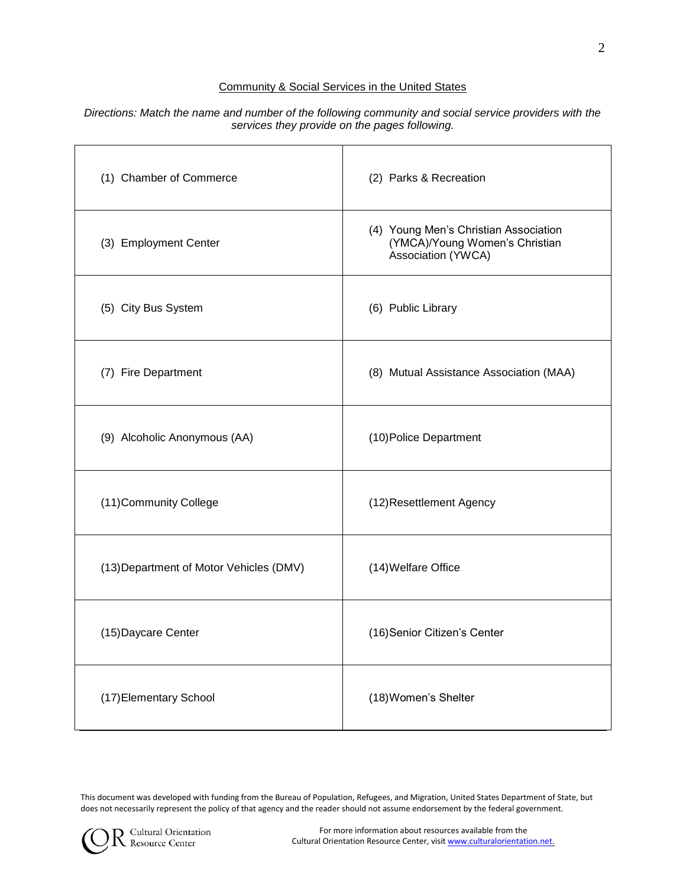## Community & Social Services in the United States

*Directions: Match the name and number of the following community and social service providers with the services they provide on the pages following.*

| | |
|---|---|
| (1) Chamber of Commerce | (2) Parks & Recreation |
| (3) Employment Center | (4) Young Men's Christian Association (YMCA)/Young Women's Christian Association (YWCA) |
| (5) City Bus System | (6) Public Library |
| (7) Fire Department | (8) Mutual Assistance Association (MAA) |
| (9) Alcoholic Anonymous (AA) | (10) Police Department |
| (11) Community College | (12) Resettlement Agency |
| (13) Department of Motor Vehicles (DMV) | (14) Welfare Office |
| (15) Daycare Center | (16) Senior Citizen's Center |
| (17) Elementary School | (18) Women's Shelter |

This document was developed with funding from the Bureau of Population, Refugees, and Migration, United States Department of State, but does not necessarily represent the policy of that agency and the reader should not assume endorsement by the federal government.

Cultural Orientation Resource Center

For more information about resources available from the Cultural Orientation Resource Center, visit www.culturalorientation.net.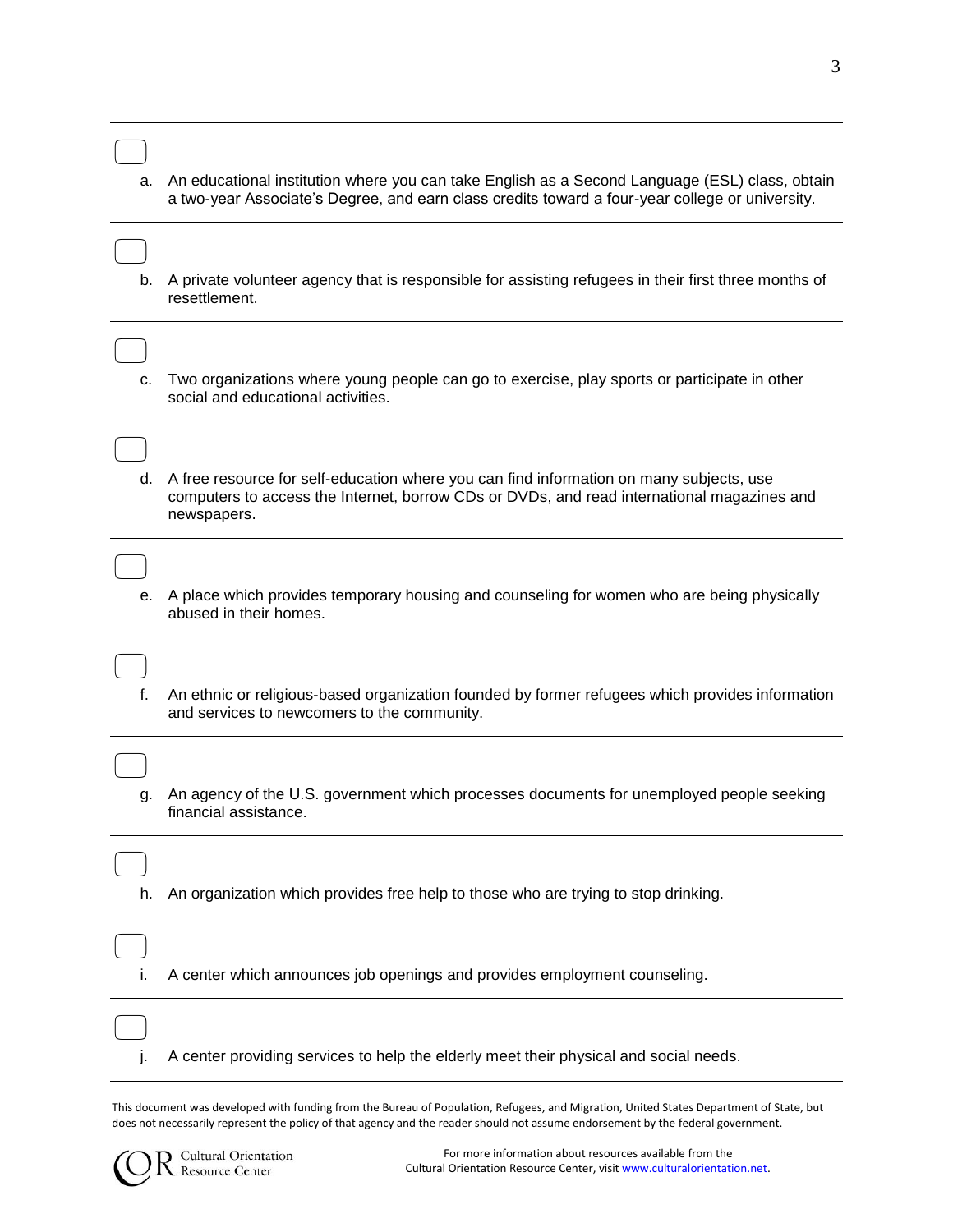a. An educational institution where you can take English as a Second Language (ESL) class, obtain a two-year Associate's Degree, and earn class credits toward a four-year college or university.

b. A private volunteer agency that is responsible for assisting refugees in their first three months of resettlement.

c. Two organizations where young people can go to exercise, play sports or participate in other social and educational activities.

d. A free resource for self-education where you can find information on many subjects, use computers to access the Internet, borrow CDs or DVDs, and read international magazines and newspapers.

e. A place which provides temporary housing and counseling for women who are being physically abused in their homes.

f. An ethnic or religious-based organization founded by former refugees which provides information and services to newcomers to the community.

g. An agency of the U.S. government which processes documents for unemployed people seeking financial assistance.

h. An organization which provides free help to those who are trying to stop drinking.

i. A center which announces job openings and provides employment counseling.

j. A center providing services to help the elderly meet their physical and social needs.

This document was developed with funding from the Bureau of Population, Refugees, and Migration, United States Department of State, but does not necessarily represent the policy of that agency and the reader should not assume endorsement by the federal government.

Cultural Orientation Resource Center

For more information about resources available from the Cultural Orientation Resource Center, visit www.culturalorientation.net.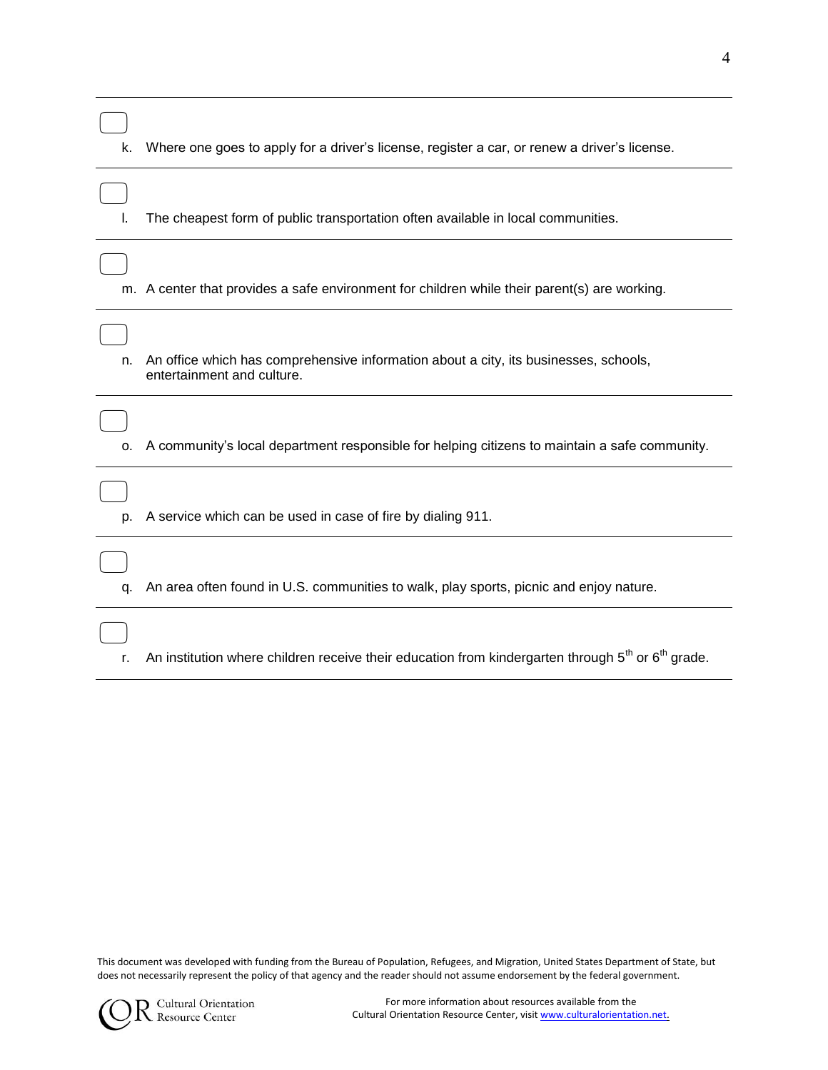- [ ] k. Where one goes to apply for a driver's license, register a car, or renew a driver's license.

- [ ] l. The cheapest form of public transportation often available in local communities.

- [ ] m. A center that provides a safe environment for children while their parent(s) are working.

- [ ] n. An office which has comprehensive information about a city, its businesses, schools, entertainment and culture.

- [ ] o. A community's local department responsible for helping citizens to maintain a safe community.

- [ ] p. A service which can be used in case of fire by dialing 911.

- [ ] q. An area often found in U.S. communities to walk, play sports, picnic and enjoy nature.

- [ ] r. An institution where children receive their education from kindergarten through $5^{th}$ or $6^{th}$ grade.

This document was developed with funding from the Bureau of Population, Refugees, and Migration, United States Department of State, but does not necessarily represent the policy of that agency and the reader should not assume endorsement by the federal government.

COR Cultural Orientation Resource Center

For more information about resources available from the Cultural Orientation Resource Center, visit www.culturalorientation.net.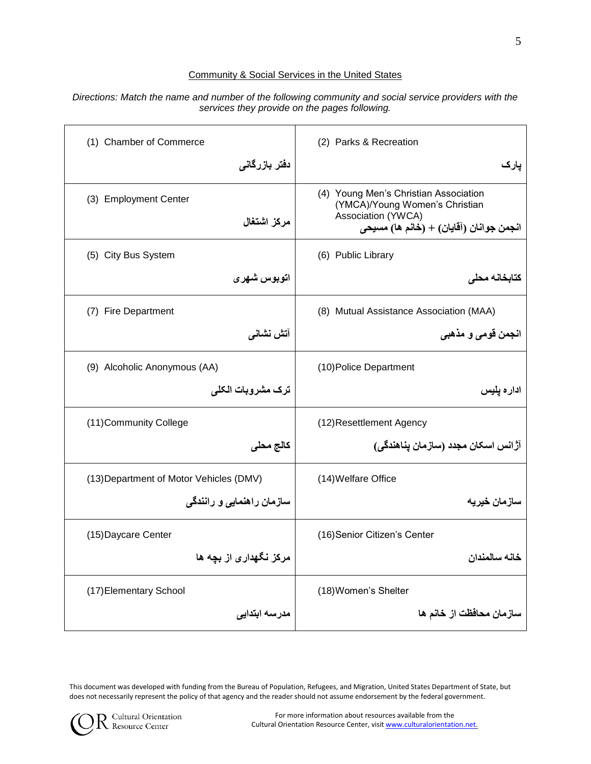## Community & Social Services in the United States

*Directions: Match the name and number of the following community and social service providers with the services they provide on the pages following.*

| | |
|---|---|
| (1) Chamber of Commerce<br>دفتر بازرگانی | (2) Parks & Recreation<br>پارک |
| (3) Employment Center<br>مرکز اشتغال | (4) Young Men's Christian Association (YMCA)/Young Women's Christian Association (YWCA)<br>انجمن جوانان (آقایان) + (خانم ها) مسیحی |
| (5) City Bus System<br>اتوبوس شهری | (6) Public Library<br>کتابخانه محلی |
| (7) Fire Department<br>آتش نشانی | (8) Mutual Assistance Association (MAA)<br>انجمن قومی و مذهبی |
| (9) Alcoholic Anonymous (AA)<br>ترک مشروبات الکلی | (10) Police Department<br>اداره پلیس |
| (11) Community College<br>کالج محلی | (12) Resettlement Agency<br>آژانس اسکان مجدد (سازمان پناهندگی) |
| (13) Department of Motor Vehicles (DMV)<br>سازمان راهنمایی و رانندگی | (14) Welfare Office<br>سازمان خیریه |
| (15) Daycare Center<br>مرکز نگهداری از بچه ها | (16) Senior Citizen's Center<br>خانه سالمندان |
| (17) Elementary School<br>مدرسه ابتدایی | (18) Women's Shelter<br>سازمان محافظت از خانم ها |

This document was developed with funding from the Bureau of Population, Refugees, and Migration, United States Department of State, but does not necessarily represent the policy of that agency and the reader should not assume endorsement by the federal government.

Cultural Orientation Resource Center

For more information about resources available from the Cultural Orientation Resource Center, visit www.culturalorientation.net.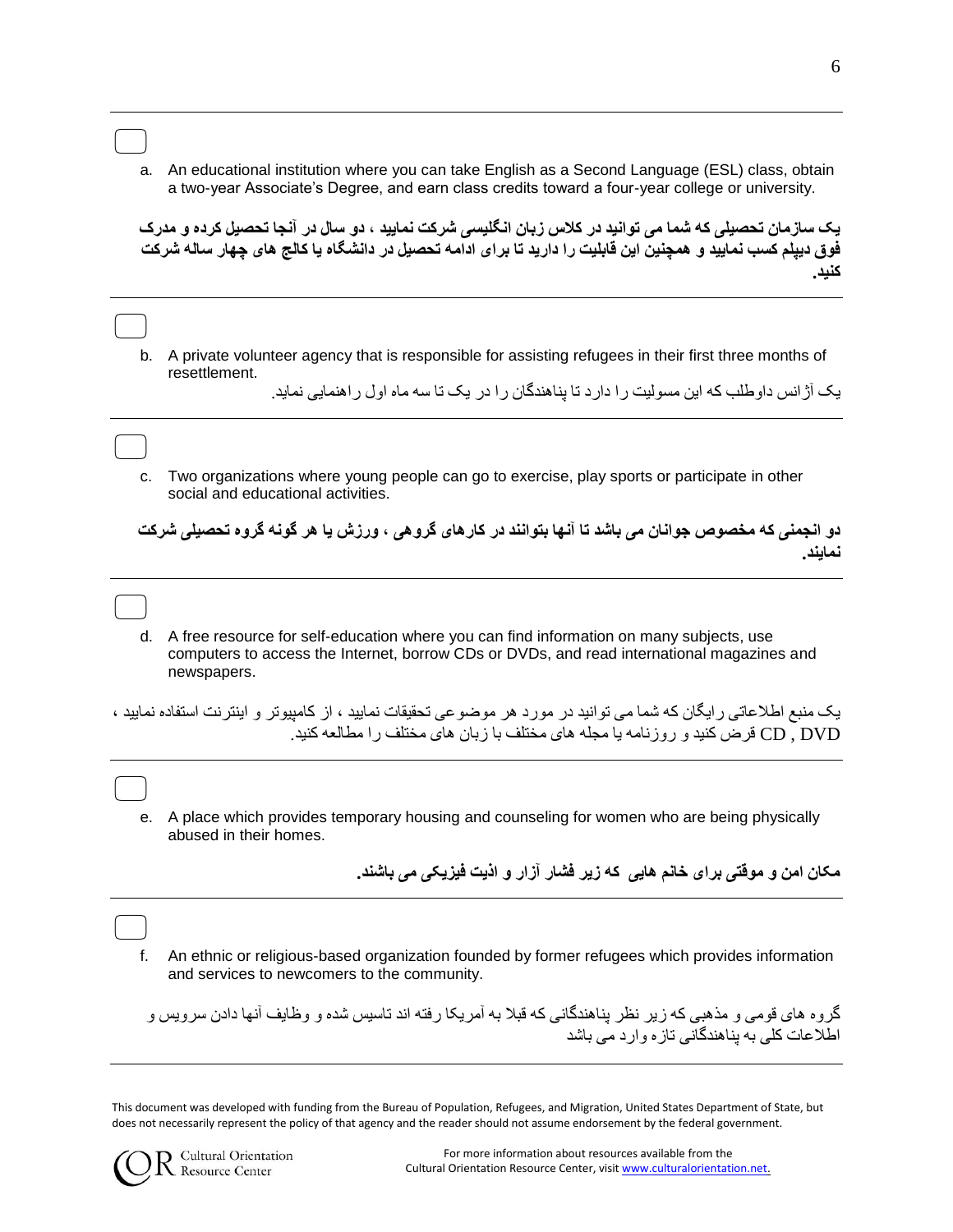☐

a. An educational institution where you can take English as a Second Language (ESL) class, obtain a two-year Associate's Degree, and earn class credits toward a four-year college or university.

**یک سازمان تحصیلی که شما می توانید در کلاس زبان انگلیسی شرکت نمایید ، دو سال در آنجا تحصیل کرده و مدرک فوق دیپلم کسب نمایید و همچنین این قابلیت را دارید تا برای ادامه تحصیل در دانشگاه یا کالج های چهار ساله شرکت کنید.**

---

☐

b. A private volunteer agency that is responsible for assisting refugees in their first three months of resettlement.

یک آژانس داوطلب که این مسولیت را دارد تا پناهندگان را در یک تا سه ماه اول راهنمایی نماید.

---

☐

c. Two organizations where young people can go to exercise, play sports or participate in other social and educational activities.

**دو انجمنی که مخصوص جوانان می باشد تا آنها بتوانند در کارهای گروهی ، ورزش یا هر گونه گروه تحصیلی شرکت نمایند.**

---

☐

d. A free resource for self-education where you can find information on many subjects, use computers to access the Internet, borrow CDs or DVDs, and read international magazines and newspapers.

یک منبع اطلاعاتی رایگان که شما می توانید در مورد هر موضوعی تحقیقات نمایید ، از کامپیوتر و اینترنت استفاده نمایید ، CD , DVD قرض کنید و روزنامه یا مجله های مختلف با زبان های مختلف را مطالعه کنید.

---

☐

e. A place which provides temporary housing and counseling for women who are being physically abused in their homes.

**مکان امن و موقتی برای خانم هایی که زیر فشار آزار و اذیت فیزیکی می باشند.**

---

☐

f. An ethnic or religious-based organization founded by former refugees which provides information and services to newcomers to the community.

گروه های قومی و مذهبی که زیر نظر پناهندگانی که قبلا به آمریکا رفته اند تاسیس شده و وظایف آنها دادن سرویس و اطلاعات کلی به پناهندگانی تازه وارد می باشد

---

This document was developed with funding from the Bureau of Population, Refugees, and Migration, United States Department of State, but does not necessarily represent the policy of that agency and the reader should not assume endorsement by the federal government.

Cultural Orientation Resource Center

For more information about resources available from the Cultural Orientation Resource Center, visit www.culturalorientation.net.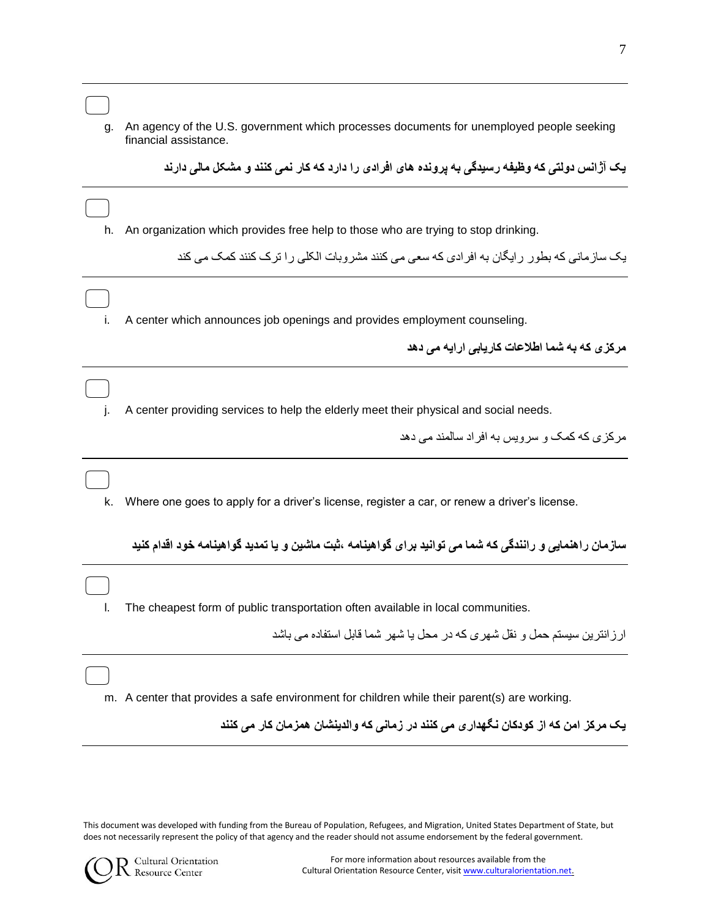☐

g. An agency of the U.S. government which processes documents for unemployed people seeking financial assistance.

**یک آژانس دولتی که وظیفه رسیدگی به پرونده های افرادی را دارد که کار نمی کنند و مشکل مالی دارند**

---

☐

h. An organization which provides free help to those who are trying to stop drinking.

یک سازمانی که بطور رایگان به افرادی که سعی می کنند مشروبات الکلی را ترک کنند کمک می کند

---

☐

i. A center which announces job openings and provides employment counseling.

**مرکزی که به شما اطلاعات کاریابی ارایه می دهد**

---

☐

j. A center providing services to help the elderly meet their physical and social needs.

مرکزی که کمک و سرویس به افراد سالمند می دهد

---

☐

k. Where one goes to apply for a driver's license, register a car, or renew a driver's license.

**سازمان راهنمایی و رانندگی که شما می توانید برای گواهینامه ،ثبت ماشین و یا تمدید گواهینامه خود اقدام کنید**

---

☐

l. The cheapest form of public transportation often available in local communities.

ارزانترین سیستم حمل و نقل شهری که در محل یا شهر شما قابل استفاده می باشد

---

☐

m. A center that provides a safe environment for children while their parent(s) are working.

**یک مرکز امن که از کودکان نگهداری می کنند در زمانی که والدینشان همزمان کار می کنند**

---

This document was developed with funding from the Bureau of Population, Refugees, and Migration, United States Department of State, but does not necessarily represent the policy of that agency and the reader should not assume endorsement by the federal government.

Cultural Orientation Resource Center

For more information about resources available from the Cultural Orientation Resource Center, visit www.culturalorientation.net.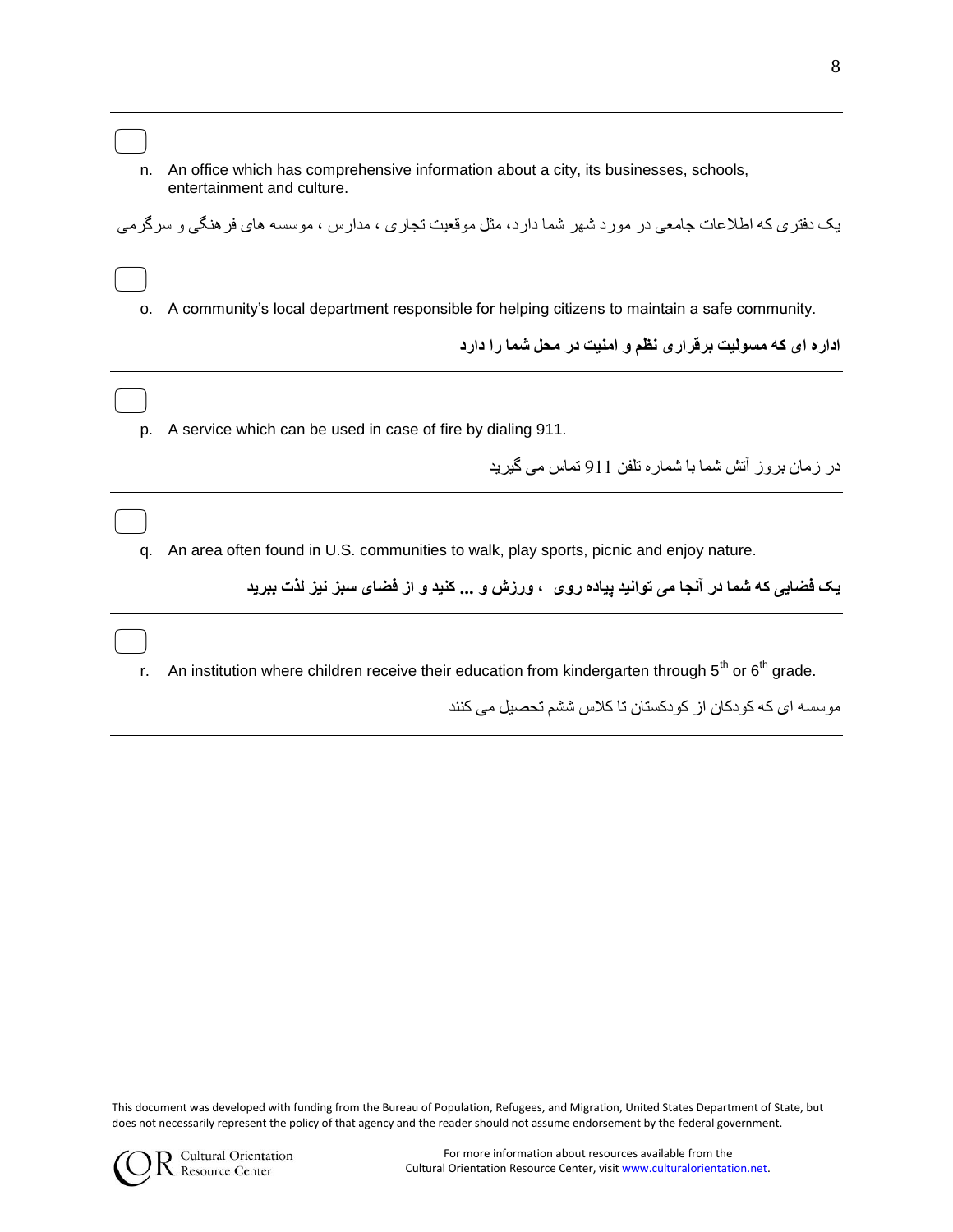☐

n. An office which has comprehensive information about a city, its businesses, schools, entertainment and culture.

یک دفتری که اطلاعات جامعی در مورد شهر شما دارد، مثل موقعیت تجاری ، مدارس ، موسسه های فرهنگی و سرگرمی

☐

o. A community's local department responsible for helping citizens to maintain a safe community.

**اداره ای که مسولیت برقراری نظم و امنیت در محل شما را دارد**

☐

p. A service which can be used in case of fire by dialing 911.

در زمان بروز آتش شما با شماره تلفن 911 تماس می گیرید

☐

q. An area often found in U.S. communities to walk, play sports, picnic and enjoy nature.

**یک فضایی که شما در آنجا می توانید پیاده روی ، ورزش و ... کنید و از فضای سبز نیز لذت ببرید**

☐

r. An institution where children receive their education from kindergarten through 5th or 6th grade.

موسسه ای که کودکان از کودکستان تا کلاس ششم تحصیل می کنند

This document was developed with funding from the Bureau of Population, Refugees, and Migration, United States Department of State, but does not necessarily represent the policy of that agency and the reader should not assume endorsement by the federal government.

Cultural Orientation Resource Center

For more information about resources available from the Cultural Orientation Resource Center, visit www.culturalorientation.net.